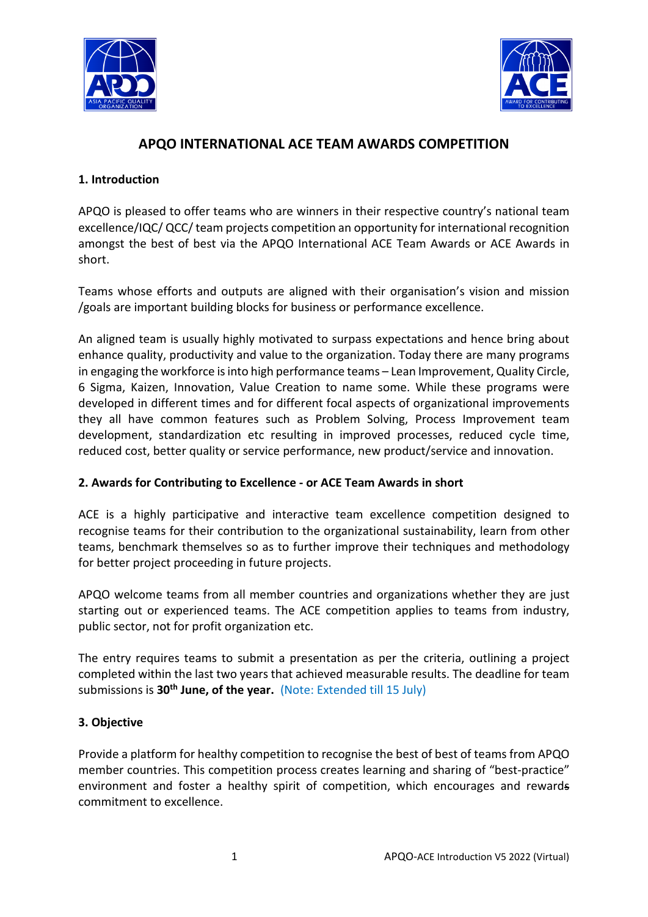# APQO INTERNATIONAL ACE TEAM AWARDS COMPETITION

## 1. Introduction

APQO is pleased to offer teams who are winners in their respective country's national team excellence/IQC/ QCC/ team projects competition an opportunity for international recognition amongst the best of best via the APQO International ACE Team Awards or ACE Awards in short.

Teams whose efforts and outputs are aligned with their organisation's vision and mission /goals are important building blocks for business or performance excellence.

An aligned team is usually highly motivated to surpass expectations and hence bring about enhance quality, productivity and value to the organization. Today there are many programs in engaging the workforce is into high performance teams – Lean Improvement, Quality Circle, 6 Sigma, Kaizen, Innovation, Value Creation to name some. While these programs were developed in different times and for different focal aspects of organizational improvements they all have common features such as Problem Solving, Process Improvement team development, standardization etc resulting in improved processes, reduced cycle time, reduced cost, better quality or service performance, new product/service and innovation.

## 2. Awards for Contributing to Excellence - or ACE Team Awards in short

ACE is a highly participative and interactive team excellence competition designed to recognise teams for their contribution to the organizational sustainability, learn from other teams, benchmark themselves so as to further improve their techniques and methodology for better project proceeding in future projects.

APQO welcome teams from all member countries and organizations whether they are just starting out or experienced teams. The ACE competition applies to teams from industry, public sector, not for profit organization etc.

The entry requires teams to submit a presentation as per the criteria, outlining a project completed within the last two years that achieved measurable results. The deadline for team submissions is **30th June, of the year.** (Note: Extended till 15 July)

## 3. Objective

Provide a platform for healthy competition to recognise the best of best of teams from APQO member countries. This competition process creates learning and sharing of "best-practice" environment and foster a healthy spirit of competition, which encourages and rewards commitment to excellence.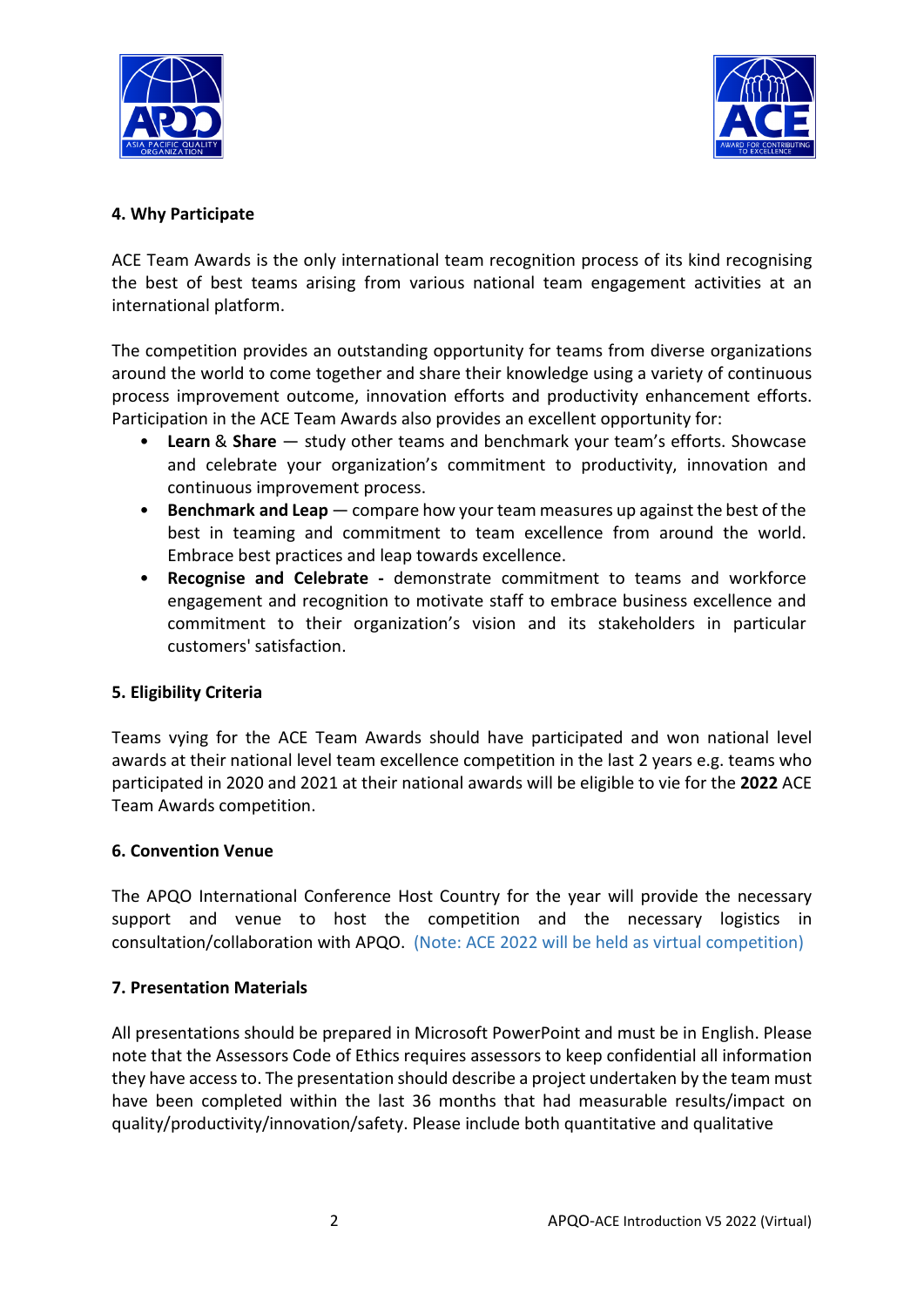**4. Why Participate**

ACE Team Awards is the only international team recognition process of its kind recognising the best of best teams arising from various national team engagement activities at an international platform.

The competition provides an outstanding opportunity for teams from diverse organizations around the world to come together and share their knowledge using a variety of continuous process improvement outcome, innovation efforts and productivity enhancement efforts. Participation in the ACE Team Awards also provides an excellent opportunity for:

- **Learn** & **Share** — study other teams and benchmark your team's efforts. Showcase and celebrate your organization's commitment to productivity, innovation and continuous improvement process.
- **Benchmark and Leap** — compare how your team measures up against the best of the best in teaming and commitment to team excellence from around the world. Embrace best practices and leap towards excellence.
- **Recognise and Celebrate -** demonstrate commitment to teams and workforce engagement and recognition to motivate staff to embrace business excellence and commitment to their organization's vision and its stakeholders in particular customers' satisfaction.

**5. Eligibility Criteria**

Teams vying for the ACE Team Awards should have participated and won national level awards at their national level team excellence competition in the last 2 years e.g. teams who participated in 2020 and 2021 at their national awards will be eligible to vie for the **2022** ACE Team Awards competition.

**6. Convention Venue**

The APQO International Conference Host Country for the year will provide the necessary support and venue to host the competition and the necessary logistics in consultation/collaboration with APQO. (Note: ACE 2022 will be held as virtual competition)

**7. Presentation Materials**

All presentations should be prepared in Microsoft PowerPoint and must be in English. Please note that the Assessors Code of Ethics requires assessors to keep confidential all information they have access to. The presentation should describe a project undertaken by the team must have been completed within the last 36 months that had measurable results/impact on quality/productivity/innovation/safety. Please include both quantitative and qualitative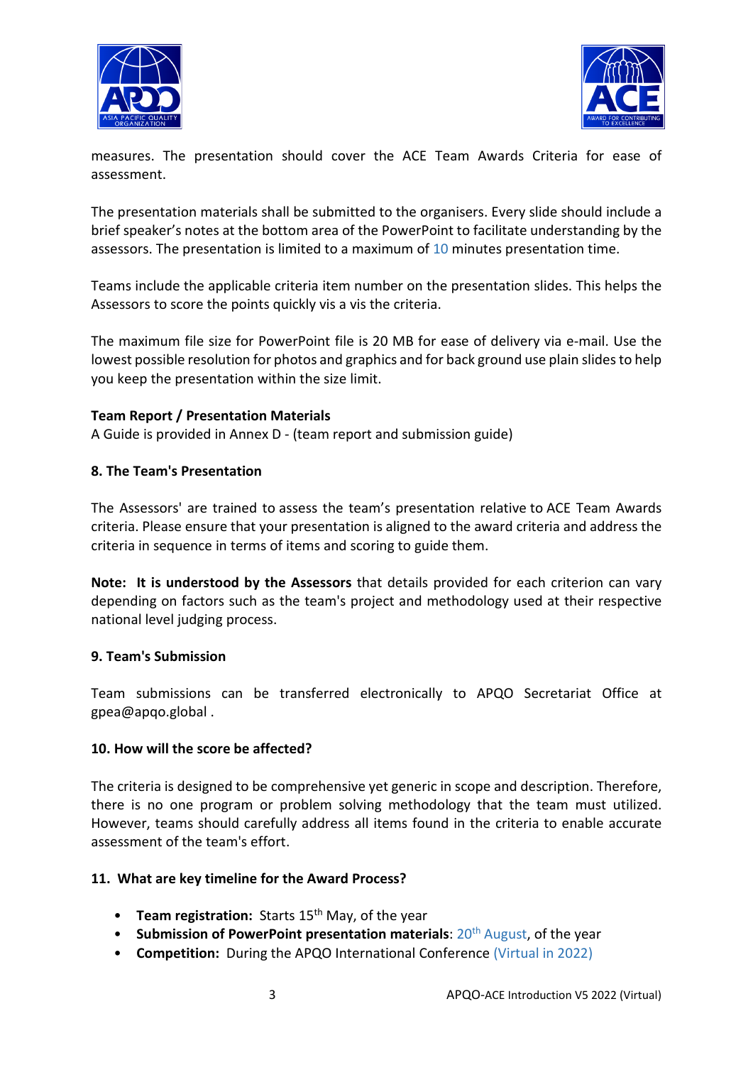measures. The presentation should cover the ACE Team Awards Criteria for ease of assessment.

The presentation materials shall be submitted to the organisers. Every slide should include a brief speaker's notes at the bottom area of the PowerPoint to facilitate understanding by the assessors. The presentation is limited to a maximum of 10 minutes presentation time.

Teams include the applicable criteria item number on the presentation slides. This helps the Assessors to score the points quickly vis a vis the criteria.

The maximum file size for PowerPoint file is 20 MB for ease of delivery via e-mail. Use the lowest possible resolution for photos and graphics and for back ground use plain slides to help you keep the presentation within the size limit.

**Team Report / Presentation Materials**
A Guide is provided in Annex D - (team report and submission guide)

### 8. The Team's Presentation

The Assessors' are trained to assess the team's presentation relative to ACE Team Awards criteria. Please ensure that your presentation is aligned to the award criteria and address the criteria in sequence in terms of items and scoring to guide them.

**Note: It is understood by the Assessors** that details provided for each criterion can vary depending on factors such as the team's project and methodology used at their respective national level judging process.

### 9. Team's Submission

Team submissions can be transferred electronically to APQO Secretariat Office at gpea@apqo.global .

### 10. How will the score be affected?

The criteria is designed to be comprehensive yet generic in scope and description. Therefore, there is no one program or problem solving methodology that the team must utilized. However, teams should carefully address all items found in the criteria to enable accurate assessment of the team's effort.

### 11. What are key timeline for the Award Process?

- **Team registration:** Starts 15th May, of the year
- **Submission of PowerPoint presentation materials**: 20th August, of the year
- **Competition:** During the APQO International Conference (Virtual in 2022)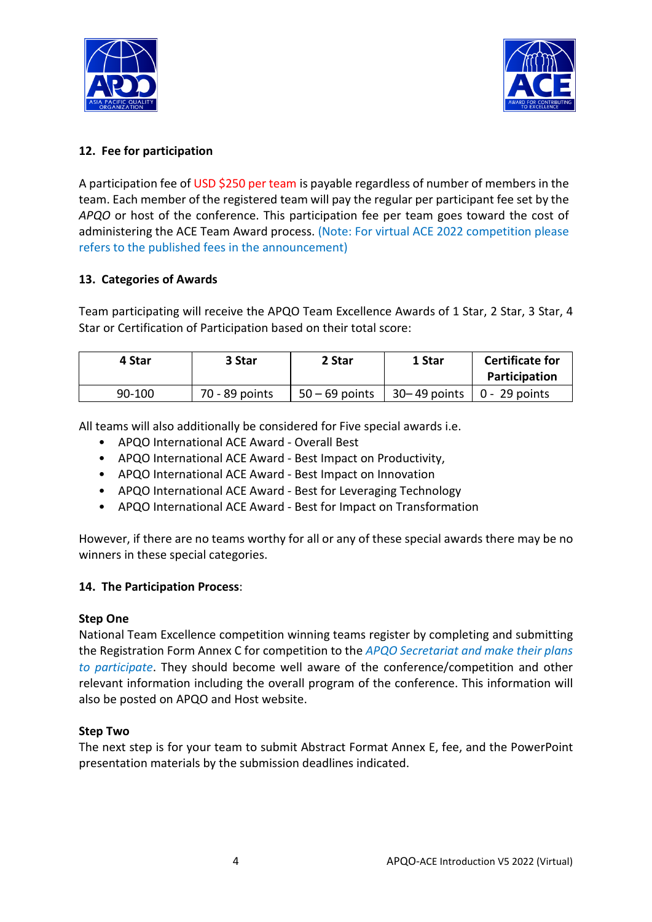## 12. Fee for participation

A participation fee of USD $250 per team is payable regardless of number of members in the team. Each member of the registered team will pay the regular per participant fee set by the *APQO* or host of the conference. This participation fee per team goes toward the cost of administering the ACE Team Award process. (Note: For virtual ACE 2022 competition please refers to the published fees in the announcement)

## 13. Categories of Awards

Team participating will receive the APQO Team Excellence Awards of 1 Star, 2 Star, 3 Star, 4 Star or Certification of Participation based on their total score:

| 4 Star | 3 Star | 2 Star | 1 Star | Certificate for Participation |
|---|---|---|---|---|
| 90-100 | 70 - 89 points | 50 – 69 points | 30– 49 points | 0 - 29 points |

All teams will also additionally be considered for Five special awards i.e.

- APQO International ACE Award - Overall Best
- APQO International ACE Award - Best Impact on Productivity,
- APQO International ACE Award - Best Impact on Innovation
- APQO International ACE Award - Best for Leveraging Technology
- APQO International ACE Award - Best for Impact on Transformation

However, if there are no teams worthy for all or any of these special awards there may be no winners in these special categories.

## 14. The Participation Process:

**Step One**

National Team Excellence competition winning teams register by completing and submitting the Registration Form Annex C for competition to the *APQO Secretariat and make their plans to participate*. They should become well aware of the conference/competition and other relevant information including the overall program of the conference. This information will also be posted on APQO and Host website.

**Step Two**

The next step is for your team to submit Abstract Format Annex E, fee, and the PowerPoint presentation materials by the submission deadlines indicated.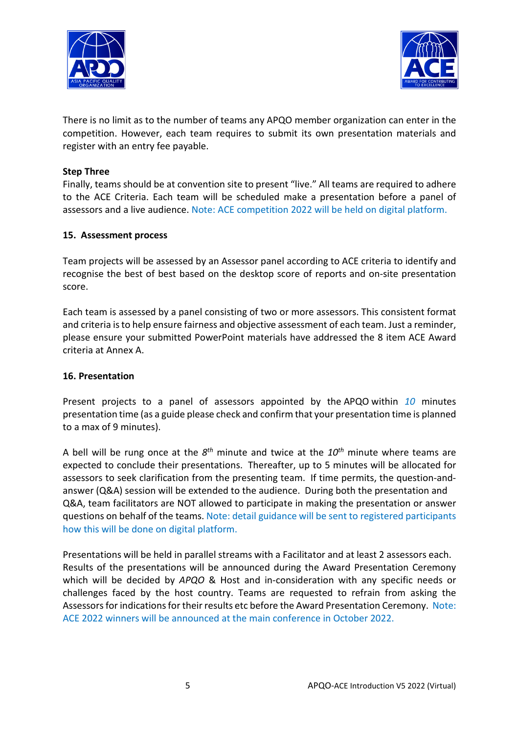There is no limit as to the number of teams any APQO member organization can enter in the competition. However, each team requires to submit its own presentation materials and register with an entry fee payable.

**Step Three**

Finally, teams should be at convention site to present "live." All teams are required to adhere to the ACE Criteria. Each team will be scheduled make a presentation before a panel of assessors and a live audience. Note: ACE competition 2022 will be held on digital platform.

## 15. Assessment process

Team projects will be assessed by an Assessor panel according to ACE criteria to identify and recognise the best of best based on the desktop score of reports and on-site presentation score.

Each team is assessed by a panel consisting of two or more assessors. This consistent format and criteria is to help ensure fairness and objective assessment of each team. Just a reminder, please ensure your submitted PowerPoint materials have addressed the 8 item ACE Award criteria at Annex A.

## 16. Presentation

Present projects to a panel of assessors appointed by the APQO within *10* minutes presentation time (as a guide please check and confirm that your presentation time is planned to a max of 9 minutes).

A bell will be rung once at the *8th* minute and twice at the *10th* minute where teams are expected to conclude their presentations. Thereafter, up to 5 minutes will be allocated for assessors to seek clarification from the presenting team. If time permits, the question-and-answer (Q&A) session will be extended to the audience. During both the presentation and Q&A, team facilitators are NOT allowed to participate in making the presentation or answer questions on behalf of the teams. Note: detail guidance will be sent to registered participants how this will be done on digital platform.

Presentations will be held in parallel streams with a Facilitator and at least 2 assessors each. Results of the presentations will be announced during the Award Presentation Ceremony which will be decided by *APQO* & Host and in-consideration with any specific needs or challenges faced by the host country. Teams are requested to refrain from asking the Assessors for indications for their results etc before the Award Presentation Ceremony. Note: ACE 2022 winners will be announced at the main conference in October 2022.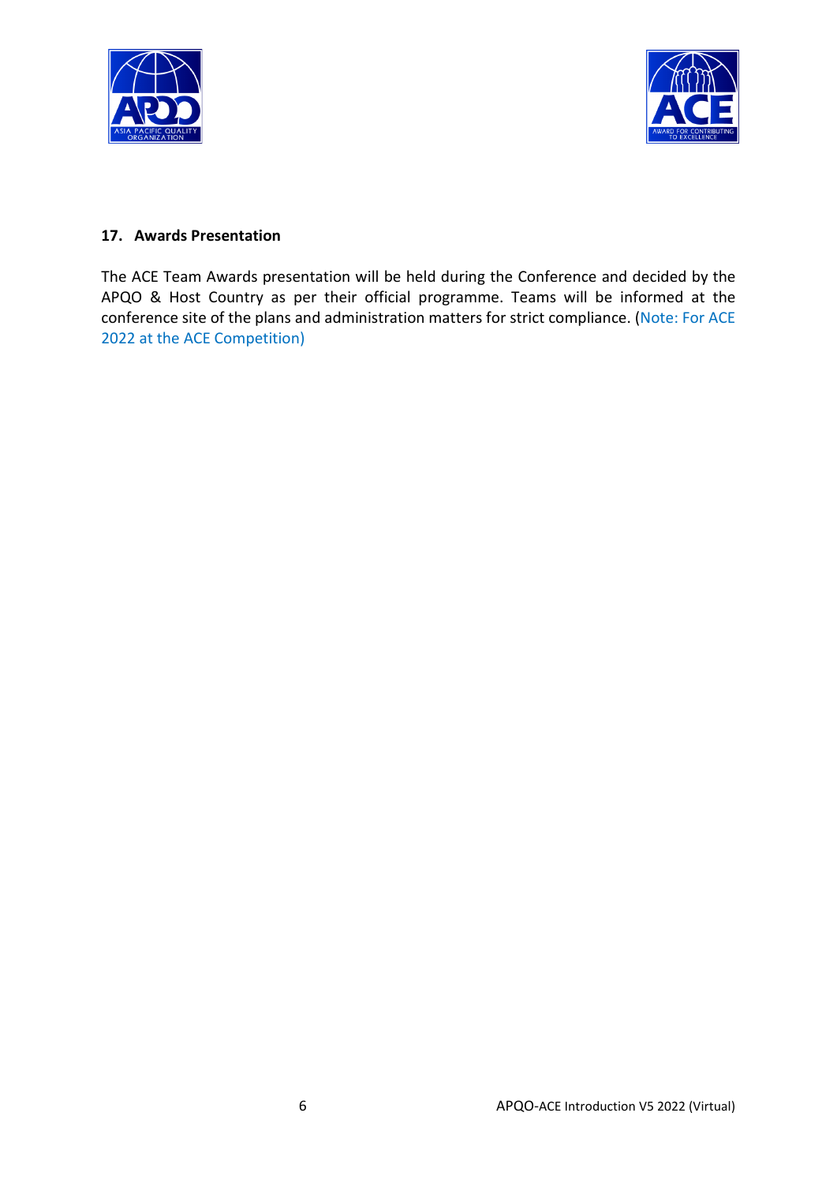## 17. Awards Presentation

The ACE Team Awards presentation will be held during the Conference and decided by the APQO & Host Country as per their official programme. Teams will be informed at the conference site of the plans and administration matters for strict compliance. (Note: For ACE 2022 at the ACE Competition)